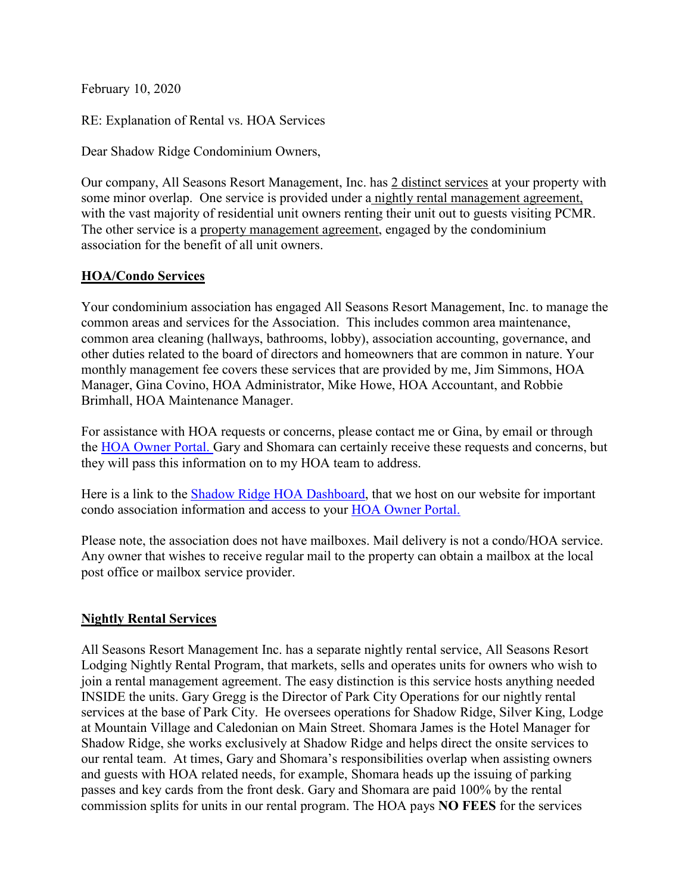February 10, 2020

RE: Explanation of Rental vs. HOA Services

Dear Shadow Ridge Condominium Owners,

Our company, All Seasons Resort Management, Inc. has 2 distinct services at your property with some minor overlap. One service is provided under a nightly rental management agreement, with the vast majority of residential unit owners renting their unit out to guests visiting PCMR. The other service is a property management agreement, engaged by the condominium association for the benefit of all unit owners.

## HOA/Condo Services

Your condominium association has engaged All Seasons Resort Management, Inc. to manage the common areas and services for the Association. This includes common area maintenance, common area cleaning (hallways, bathrooms, lobby), association accounting, governance, and other duties related to the board of directors and homeowners that are common in nature. Your monthly management fee covers these services that are provided by me, Jim Simmons, HOA Manager, Gina Covino, HOA Administrator, Mike Howe, HOA Accountant, and Robbie Brimhall, HOA Maintenance Manager.

For assistance with HOA requests or concerns, please contact me or Gina, by email or through the HOA Owner Portal. Gary and Shomara can certainly receive these requests and concerns, but they will pass this information on to my HOA team to address.

Here is a link to the Shadow Ridge HOA Dashboard, that we host on our website for important condo association information and access to your HOA Owner Portal.

Please note, the association does not have mailboxes. Mail delivery is not a condo/HOA service. Any owner that wishes to receive regular mail to the property can obtain a mailbox at the local post office or mailbox service provider.

## Nightly Rental Services

All Seasons Resort Management Inc. has a separate nightly rental service, All Seasons Resort Lodging Nightly Rental Program, that markets, sells and operates units for owners who wish to join a rental management agreement. The easy distinction is this service hosts anything needed INSIDE the units. Gary Gregg is the Director of Park City Operations for our nightly rental services at the base of Park City. He oversees operations for Shadow Ridge, Silver King, Lodge at Mountain Village and Caledonian on Main Street. Shomara James is the Hotel Manager for Shadow Ridge, she works exclusively at Shadow Ridge and helps direct the onsite services to our rental team. At times, Gary and Shomara's responsibilities overlap when assisting owners and guests with HOA related needs, for example, Shomara heads up the issuing of parking passes and key cards from the front desk. Gary and Shomara are paid 100% by the rental commission splits for units in our rental program. The HOA pays **NO FEES** for the services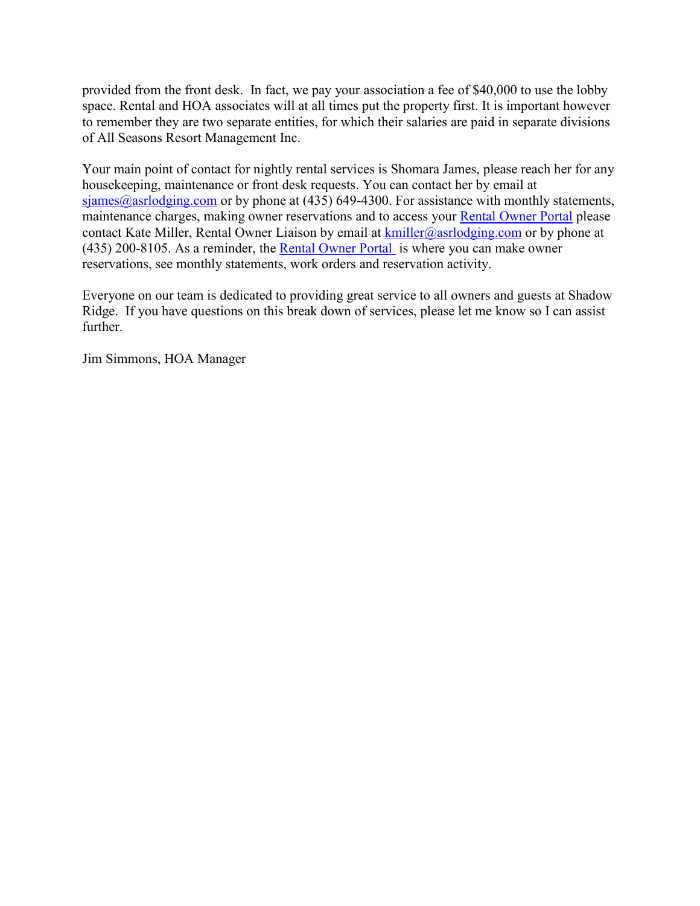provided from the front desk. In fact, we pay your association a fee of $40,000 to use the lobby space. Rental and HOA associates will at all times put the property first. It is important however to remember they are two separate entities, for which their salaries are paid in separate divisions of All Seasons Resort Management Inc.

Your main point of contact for nightly rental services is Shomara James, please reach her for any housekeeping, maintenance or front desk requests. You can contact her by email at sjames@asrlodging.com or by phone at (435) 649-4300. For assistance with monthly statements, maintenance charges, making owner reservations and to access your Rental Owner Portal please contact Kate Miller, Rental Owner Liaison by email at kmiller@asrlodging.com or by phone at (435) 200-8105. As a reminder, the Rental Owner Portal is where you can make owner reservations, see monthly statements, work orders and reservation activity.

Everyone on our team is dedicated to providing great service to all owners and guests at Shadow Ridge. If you have questions on this break down of services, please let me know so I can assist further.

Jim Simmons, HOA Manager